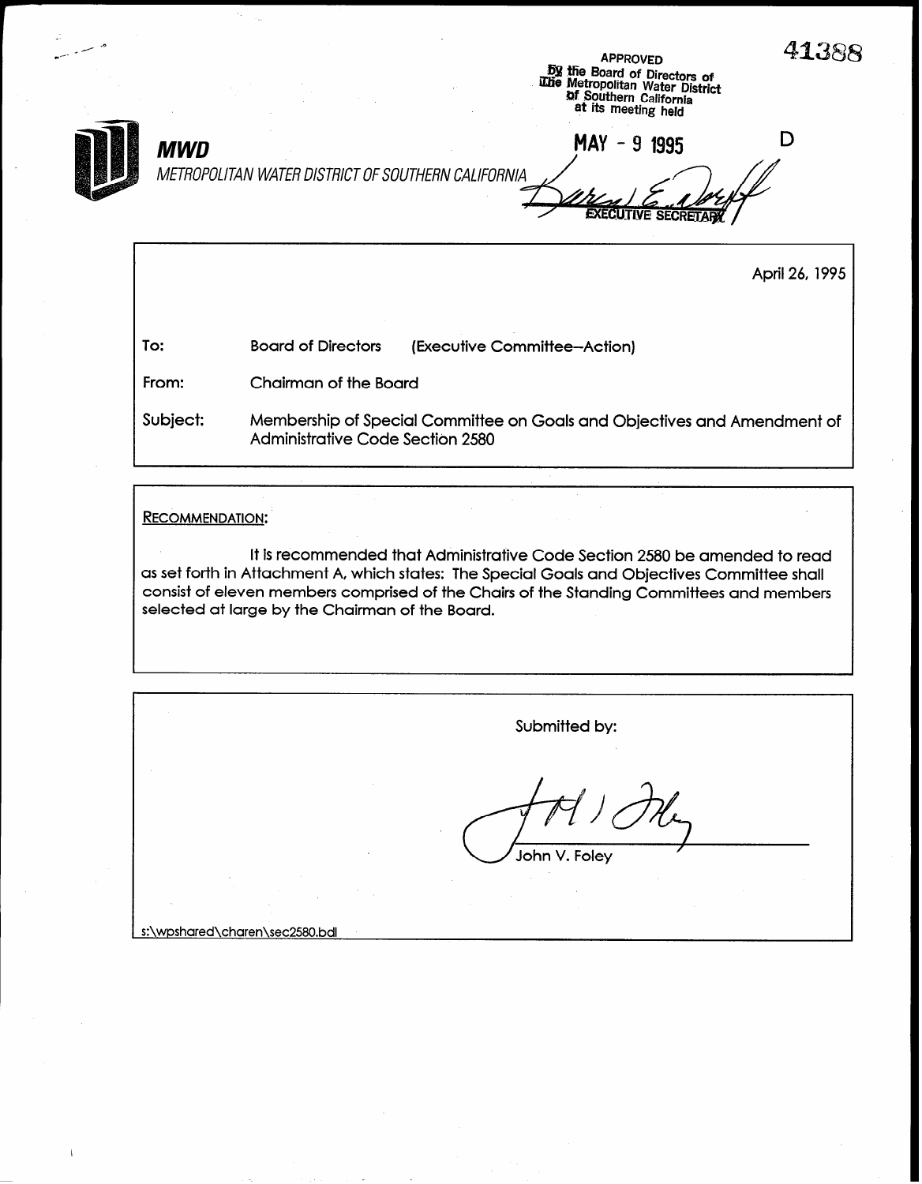41388

APPROVED
By the Board of Directors of
The Metropolitan Water District
of Southern California
at its meeting held

MAY - 9 1995

D

EXECUTIVE SECRETARY

**MWD**

*METROPOLITAN WATER DISTRICT OF SOUTHERN CALIFORNIA*

April 26, 1995

To: Board of Directors (Executive Committee–Action)

From: Chairman of the Board

Subject: Membership of Special Committee on Goals and Objectives and Amendment of Administrative Code Section 2580

RECOMMENDATION:

It is recommended that Administrative Code Section 2580 be amended to read as set forth in Attachment A, which states: The Special Goals and Objectives Committee shall consist of eleven members comprised of the Chairs of the Standing Committees and members selected at large by the Chairman of the Board.

Submitted by:

John V. Foley

s:\wpshared\charen\sec2580.bdl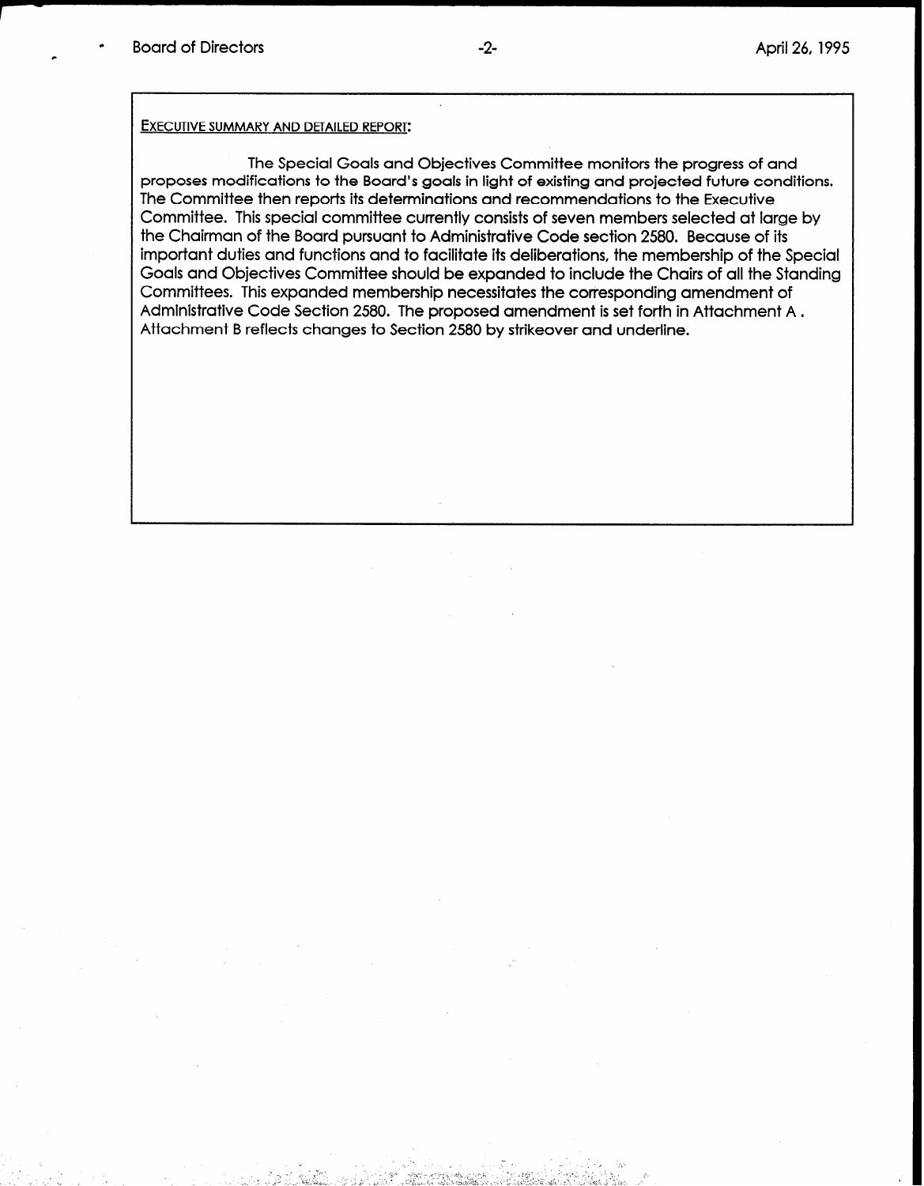EXECUTIVE SUMMARY AND DETAILED REPORT:

The Special Goals and Objectives Committee monitors the progress of and proposes modifications to the Board's goals in light of existing and projected future conditions. The Committee then reports its determinations and recommendations to the Executive Committee. This special committee currently consists of seven members selected at large by the Chairman of the Board pursuant to Administrative Code section 2580. Because of its important duties and functions and to facilitate its deliberations, the membership of the Special Goals and Objectives Committee should be expanded to include the Chairs of all the Standing Committees. This expanded membership necessitates the corresponding amendment of Administrative Code Section 2580. The proposed amendment is set forth in Attachment A . Attachment B reflects changes to Section 2580 by strikeover and underline.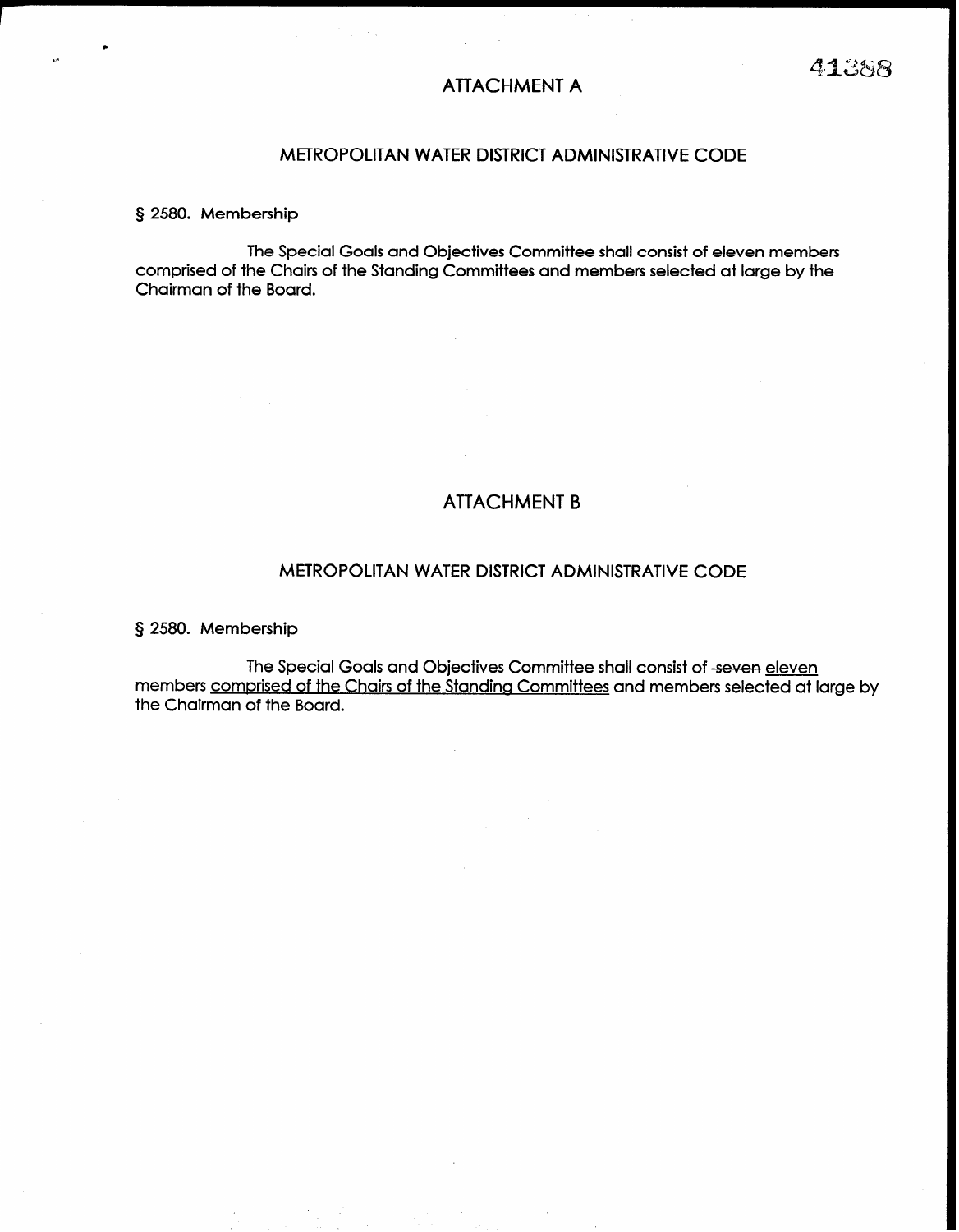# ATTACHMENT A

## METROPOLITAN WATER DISTRICT ADMINISTRATIVE CODE

§ 2580. Membership

The Special Goals and Objectives Committee shall consist of eleven members comprised of the Chairs of the Standing Committees and members selected at large by the Chairman of the Board.

# ATTACHMENT B

## METROPOLITAN WATER DISTRICT ADMINISTRATIVE CODE

§ 2580. Membership

The Special Goals and Objectives Committee shall consist of ~~seven~~ <u>eleven</u> members <u>comprised of the Chairs of the Standing Committees</u> and members selected at large by the Chairman of the Board.